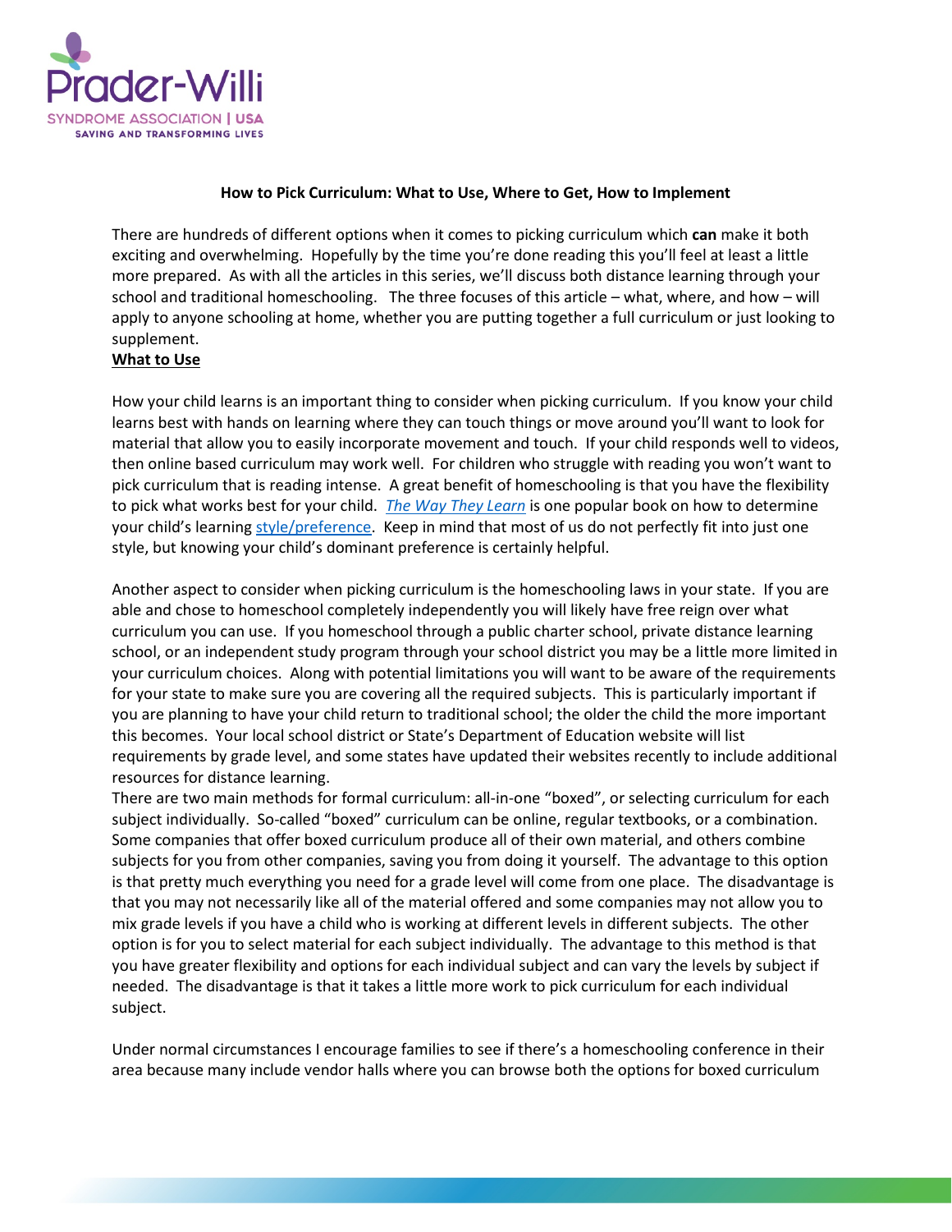**How to Pick Curriculum: What to Use, Where to Get, How to Implement**

There are hundreds of different options when it comes to picking curriculum which **can** make it both exciting and overwhelming. Hopefully by the time you're done reading this you'll feel at least a little more prepared. As with all the articles in this series, we'll discuss both distance learning through your school and traditional homeschooling. The three focuses of this article – what, where, and how – will apply to anyone schooling at home, whether you are putting together a full curriculum or just looking to supplement.

**What to Use**

How your child learns is an important thing to consider when picking curriculum. If you know your child learns best with hands on learning where they can touch things or move around you'll want to look for material that allow you to easily incorporate movement and touch. If your child responds well to videos, then online based curriculum may work well. For children who struggle with reading you won't want to pick curriculum that is reading intense. A great benefit of homeschooling is that you have the flexibility to pick what works best for your child. *The Way They Learn* is one popular book on how to determine your child's learning style/preference. Keep in mind that most of us do not perfectly fit into just one style, but knowing your child's dominant preference is certainly helpful.

Another aspect to consider when picking curriculum is the homeschooling laws in your state. If you are able and chose to homeschool completely independently you will likely have free reign over what curriculum you can use. If you homeschool through a public charter school, private distance learning school, or an independent study program through your school district you may be a little more limited in your curriculum choices. Along with potential limitations you will want to be aware of the requirements for your state to make sure you are covering all the required subjects. This is particularly important if you are planning to have your child return to traditional school; the older the child the more important this becomes. Your local school district or State's Department of Education website will list requirements by grade level, and some states have updated their websites recently to include additional resources for distance learning.

There are two main methods for formal curriculum: all-in-one "boxed", or selecting curriculum for each subject individually. So-called "boxed" curriculum can be online, regular textbooks, or a combination. Some companies that offer boxed curriculum produce all of their own material, and others combine subjects for you from other companies, saving you from doing it yourself. The advantage to this option is that pretty much everything you need for a grade level will come from one place. The disadvantage is that you may not necessarily like all of the material offered and some companies may not allow you to mix grade levels if you have a child who is working at different levels in different subjects. The other option is for you to select material for each subject individually. The advantage to this method is that you have greater flexibility and options for each individual subject and can vary the levels by subject if needed. The disadvantage is that it takes a little more work to pick curriculum for each individual subject.

Under normal circumstances I encourage families to see if there's a homeschooling conference in their area because many include vendor halls where you can browse both the options for boxed curriculum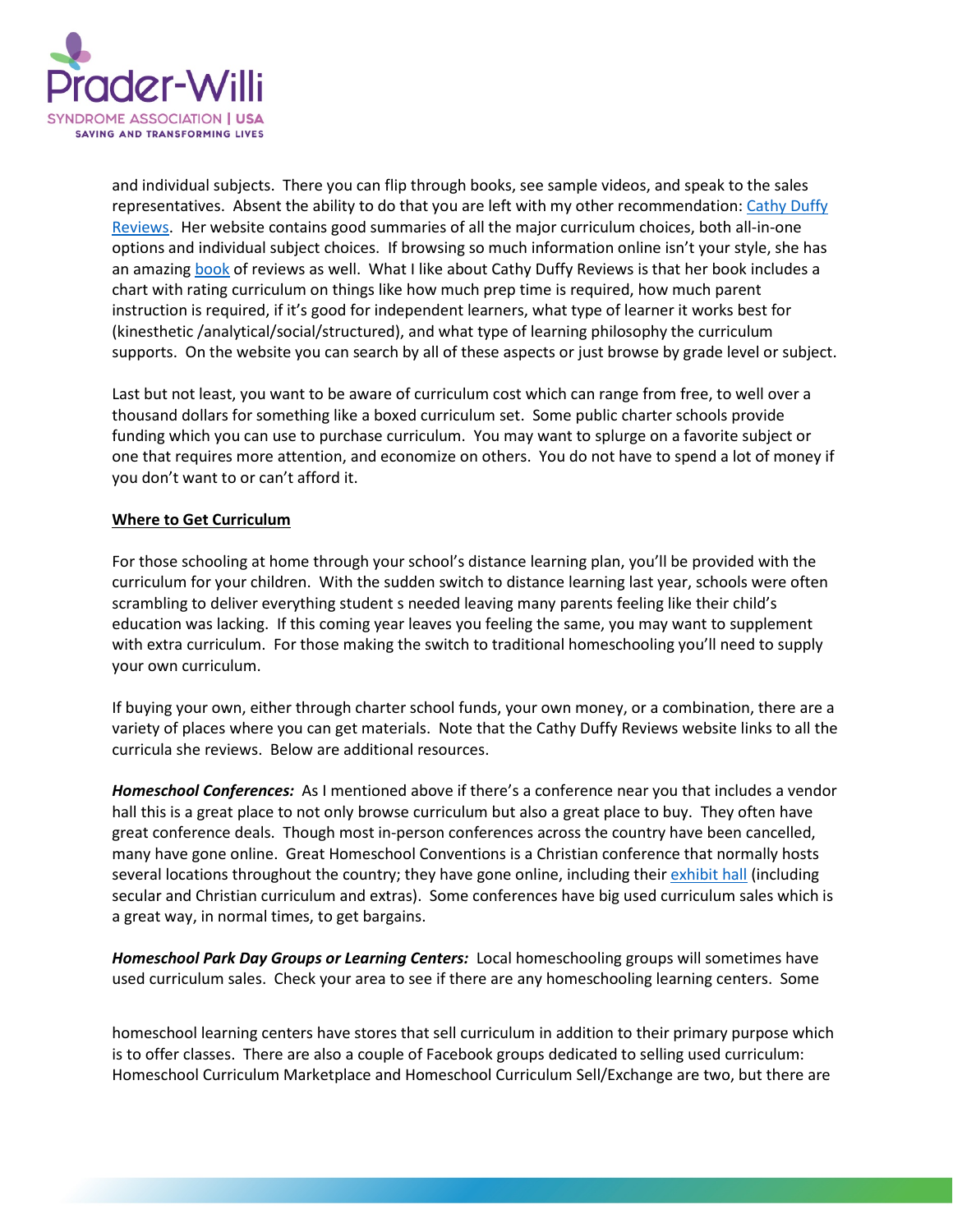and individual subjects. There you can flip through books, see sample videos, and speak to the sales representatives. Absent the ability to do that you are left with my other recommendation: [Cathy Duffy Reviews](). Her website contains good summaries of all the major curriculum choices, both all-in-one options and individual subject choices. If browsing so much information online isn't your style, she has an amazing [book]() of reviews as well. What I like about Cathy Duffy Reviews is that her book includes a chart with rating curriculum on things like how much prep time is required, how much parent instruction is required, if it's good for independent learners, what type of learner it works best for (kinesthetic /analytical/social/structured), and what type of learning philosophy the curriculum supports. On the website you can search by all of these aspects or just browse by grade level or subject.

Last but not least, you want to be aware of curriculum cost which can range from free, to well over a thousand dollars for something like a boxed curriculum set. Some public charter schools provide funding which you can use to purchase curriculum. You may want to splurge on a favorite subject or one that requires more attention, and economize on others. You do not have to spend a lot of money if you don't want to or can't afford it.

**Where to Get Curriculum**

For those schooling at home through your school's distance learning plan, you'll be provided with the curriculum for your children. With the sudden switch to distance learning last year, schools were often scrambling to deliver everything student s needed leaving many parents feeling like their child's education was lacking. If this coming year leaves you feeling the same, you may want to supplement with extra curriculum. For those making the switch to traditional homeschooling you'll need to supply your own curriculum.

If buying your own, either through charter school funds, your own money, or a combination, there are a variety of places where you can get materials. Note that the Cathy Duffy Reviews website links to all the curricula she reviews. Below are additional resources.

***Homeschool Conferences:*** As I mentioned above if there's a conference near you that includes a vendor hall this is a great place to not only browse curriculum but also a great place to buy. They often have great conference deals. Though most in-person conferences across the country have been cancelled, many have gone online. Great Homeschool Conventions is a Christian conference that normally hosts several locations throughout the country; they have gone online, including their [exhibit hall]() (including secular and Christian curriculum and extras). Some conferences have big used curriculum sales which is a great way, in normal times, to get bargains.

***Homeschool Park Day Groups or Learning Centers:*** Local homeschooling groups will sometimes have used curriculum sales. Check your area to see if there are any homeschooling learning centers. Some homeschool learning centers have stores that sell curriculum in addition to their primary purpose which is to offer classes. There are also a couple of Facebook groups dedicated to selling used curriculum: Homeschool Curriculum Marketplace and Homeschool Curriculum Sell/Exchange are two, but there are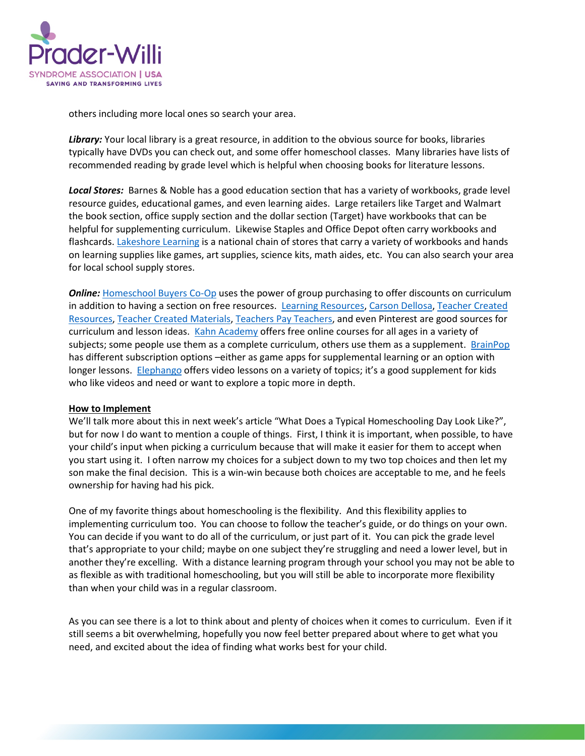others including more local ones so search your area.

***Library:*** Your local library is a great resource, in addition to the obvious source for books, libraries typically have DVDs you can check out, and some offer homeschool classes. Many libraries have lists of recommended reading by grade level which is helpful when choosing books for literature lessons.

***Local Stores:*** Barnes & Noble has a good education section that has a variety of workbooks, grade level resource guides, educational games, and even learning aides. Large retailers like Target and Walmart the book section, office supply section and the dollar section (Target) have workbooks that can be helpful for supplementing curriculum. Likewise Staples and Office Depot often carry workbooks and flashcards. Lakeshore Learning is a national chain of stores that carry a variety of workbooks and hands on learning supplies like games, art supplies, science kits, math aides, etc. You can also search your area for local school supply stores.

***Online:*** Homeschool Buyers Co-Op uses the power of group purchasing to offer discounts on curriculum in addition to having a section on free resources. Learning Resources, Carson Dellosa, Teacher Created Resources, Teacher Created Materials, Teachers Pay Teachers, and even Pinterest are good sources for curriculum and lesson ideas. Kahn Academy offers free online courses for all ages in a variety of subjects; some people use them as a complete curriculum, others use them as a supplement. BrainPop has different subscription options –either as game apps for supplemental learning or an option with longer lessons. Elephango offers video lessons on a variety of topics; it's a good supplement for kids who like videos and need or want to explore a topic more in depth.

**How to Implement**

We'll talk more about this in next week's article "What Does a Typical Homeschooling Day Look Like?", but for now I do want to mention a couple of things. First, I think it is important, when possible, to have your child's input when picking a curriculum because that will make it easier for them to accept when you start using it. I often narrow my choices for a subject down to my two top choices and then let my son make the final decision. This is a win-win because both choices are acceptable to me, and he feels ownership for having had his pick.

One of my favorite things about homeschooling is the flexibility. And this flexibility applies to implementing curriculum too. You can choose to follow the teacher's guide, or do things on your own. You can decide if you want to do all of the curriculum, or just part of it. You can pick the grade level that's appropriate to your child; maybe on one subject they're struggling and need a lower level, but in another they're excelling. With a distance learning program through your school you may not be able to as flexible as with traditional homeschooling, but you will still be able to incorporate more flexibility than when your child was in a regular classroom.

As you can see there is a lot to think about and plenty of choices when it comes to curriculum. Even if it still seems a bit overwhelming, hopefully you now feel better prepared about where to get what you need, and excited about the idea of finding what works best for your child.